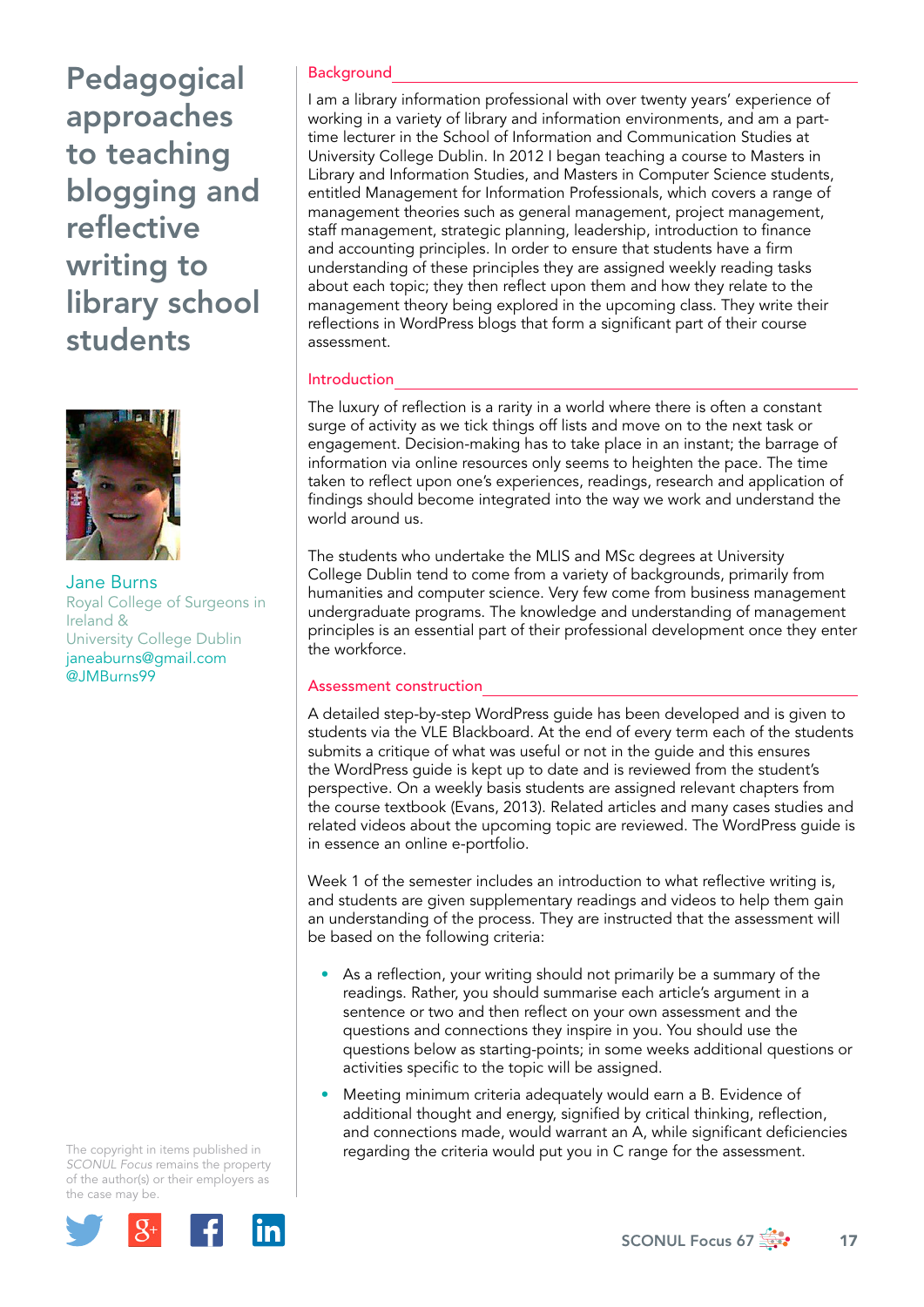# Pedagogical approaches to teaching blogging and reflective writing to library school students

Jane Burns
Royal College of Surgeons in Ireland &
University College Dublin
janeaburns@gmail.com
@JMBurns99

## Background

I am a library information professional with over twenty years' experience of working in a variety of library and information environments, and am a part-time lecturer in the School of Information and Communication Studies at University College Dublin. In 2012 I began teaching a course to Masters in Library and Information Studies, and Masters in Computer Science students, entitled Management for Information Professionals, which covers a range of management theories such as general management, project management, staff management, strategic planning, leadership, introduction to finance and accounting principles. In order to ensure that students have a firm understanding of these principles they are assigned weekly reading tasks about each topic; they then reflect upon them and how they relate to the management theory being explored in the upcoming class. They write their reflections in WordPress blogs that form a significant part of their course assessment.

## Introduction

The luxury of reflection is a rarity in a world where there is often a constant surge of activity as we tick things off lists and move on to the next task or engagement. Decision-making has to take place in an instant; the barrage of information via online resources only seems to heighten the pace. The time taken to reflect upon one's experiences, readings, research and application of findings should become integrated into the way we work and understand the world around us.

The students who undertake the MLIS and MSc degrees at University College Dublin tend to come from a variety of backgrounds, primarily from humanities and computer science. Very few come from business management undergraduate programs. The knowledge and understanding of management principles is an essential part of their professional development once they enter the workforce.

## Assessment construction

A detailed step-by-step WordPress guide has been developed and is given to students via the VLE Blackboard. At the end of every term each of the students submits a critique of what was useful or not in the guide and this ensures the WordPress guide is kept up to date and is reviewed from the student's perspective. On a weekly basis students are assigned relevant chapters from the course textbook (Evans, 2013). Related articles and many cases studies and related videos about the upcoming topic are reviewed. The WordPress guide is in essence an online e-portfolio.

Week 1 of the semester includes an introduction to what reflective writing is, and students are given supplementary readings and videos to help them gain an understanding of the process. They are instructed that the assessment will be based on the following criteria:

- As a reflection, your writing should not primarily be a summary of the readings. Rather, you should summarise each article's argument in a sentence or two and then reflect on your own assessment and the questions and connections they inspire in you. You should use the questions below as starting-points; in some weeks additional questions or activities specific to the topic will be assigned.
- Meeting minimum criteria adequately would earn a B. Evidence of additional thought and energy, signified by critical thinking, reflection, and connections made, would warrant an A, while significant deficiencies regarding the criteria would put you in C range for the assessment.

The copyright in items published in *SCONUL Focus* remains the property of the author(s) or their employers as the case may be.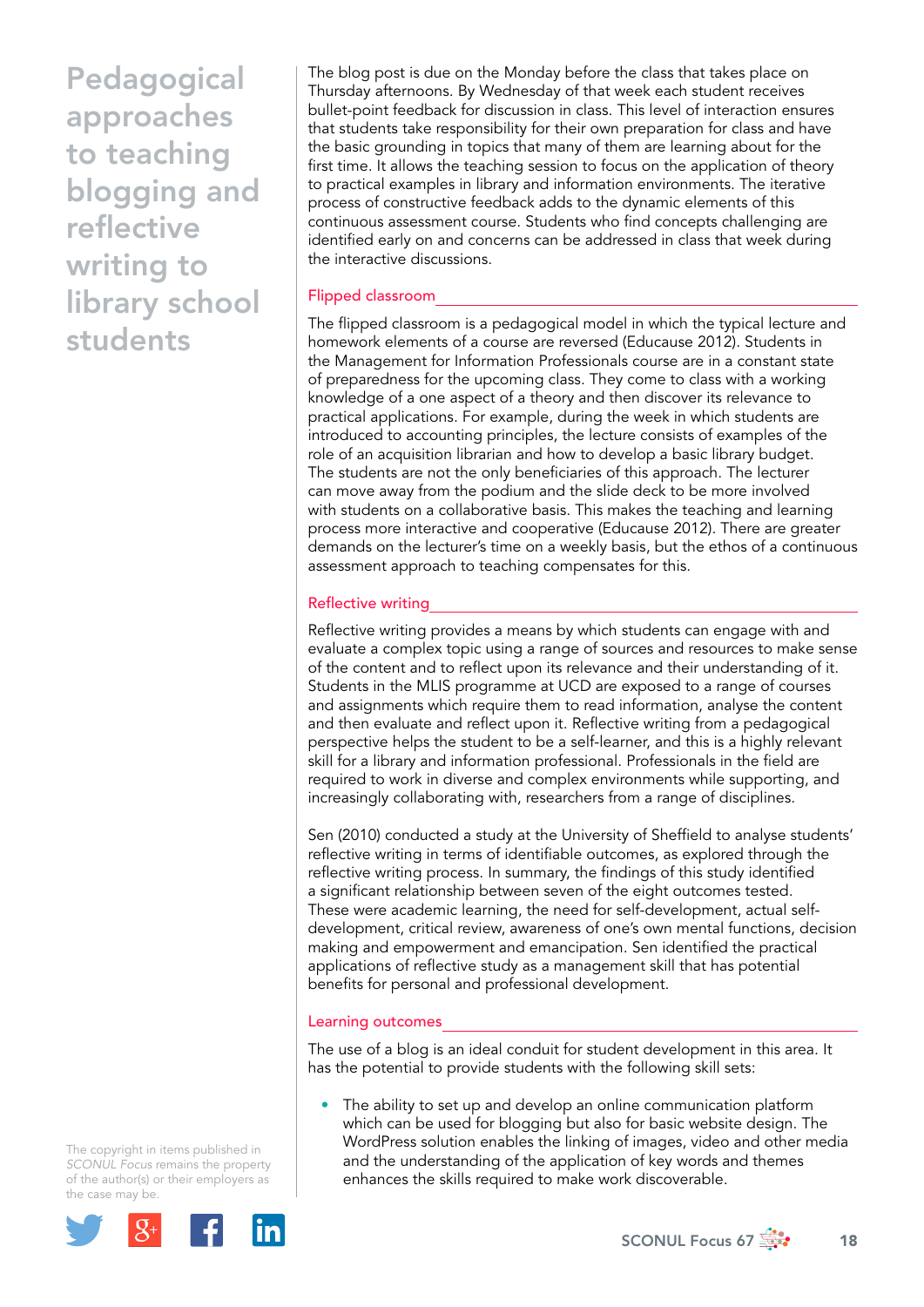The blog post is due on the Monday before the class that takes place on Thursday afternoons. By Wednesday of that week each student receives bullet-point feedback for discussion in class. This level of interaction ensures that students take responsibility for their own preparation for class and have the basic grounding in topics that many of them are learning about for the first time. It allows the teaching session to focus on the application of theory to practical examples in library and information environments. The iterative process of constructive feedback adds to the dynamic elements of this continuous assessment course. Students who find concepts challenging are identified early on and concerns can be addressed in class that week during the interactive discussions.

## Flipped classroom

The flipped classroom is a pedagogical model in which the typical lecture and homework elements of a course are reversed (Educause 2012). Students in the Management for Information Professionals course are in a constant state of preparedness for the upcoming class. They come to class with a working knowledge of a one aspect of a theory and then discover its relevance to practical applications. For example, during the week in which students are introduced to accounting principles, the lecture consists of examples of the role of an acquisition librarian and how to develop a basic library budget. The students are not the only beneficiaries of this approach. The lecturer can move away from the podium and the slide deck to be more involved with students on a collaborative basis. This makes the teaching and learning process more interactive and cooperative (Educause 2012). There are greater demands on the lecturer's time on a weekly basis, but the ethos of a continuous assessment approach to teaching compensates for this.

## Reflective writing

Reflective writing provides a means by which students can engage with and evaluate a complex topic using a range of sources and resources to make sense of the content and to reflect upon its relevance and their understanding of it. Students in the MLIS programme at UCD are exposed to a range of courses and assignments which require them to read information, analyse the content and then evaluate and reflect upon it. Reflective writing from a pedagogical perspective helps the student to be a self-learner, and this is a highly relevant skill for a library and information professional. Professionals in the field are required to work in diverse and complex environments while supporting, and increasingly collaborating with, researchers from a range of disciplines.

Sen (2010) conducted a study at the University of Sheffield to analyse students' reflective writing in terms of identifiable outcomes, as explored through the reflective writing process. In summary, the findings of this study identified a significant relationship between seven of the eight outcomes tested. These were academic learning, the need for self-development, actual self-development, critical review, awareness of one's own mental functions, decision making and empowerment and emancipation. Sen identified the practical applications of reflective study as a management skill that has potential benefits for personal and professional development.

## Learning outcomes

The use of a blog is an ideal conduit for student development in this area. It has the potential to provide students with the following skill sets:

- The ability to set up and develop an online communication platform which can be used for blogging but also for basic website design. The WordPress solution enables the linking of images, video and other media and the understanding of the application of key words and themes enhances the skills required to make work discoverable.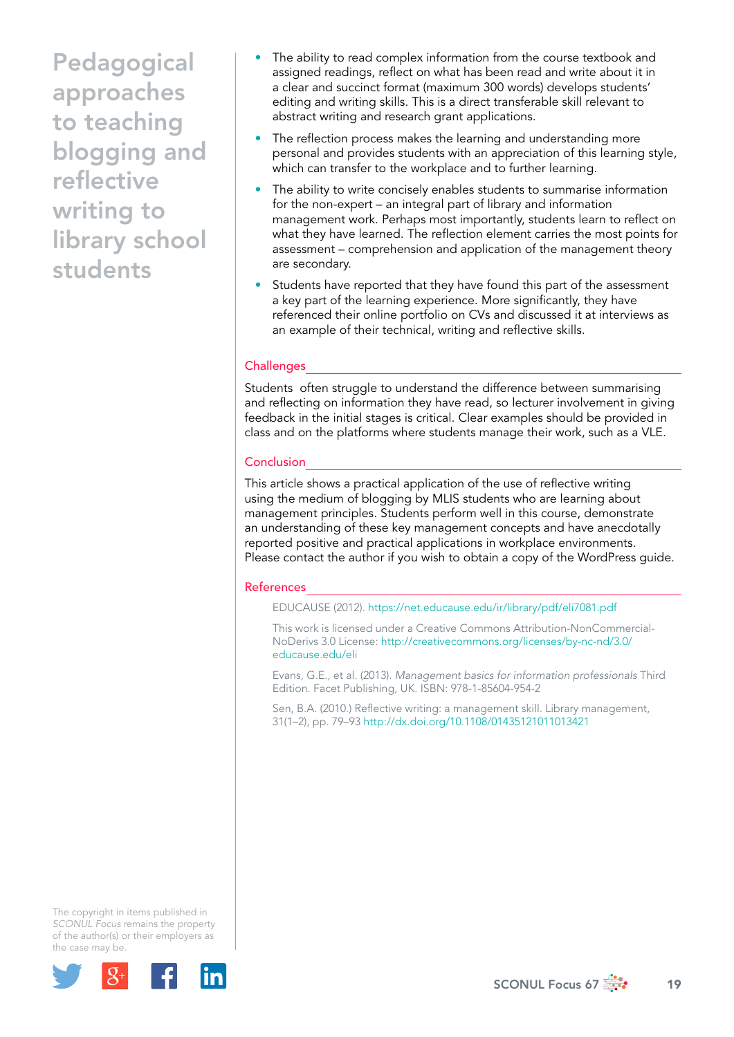# Pedagogical approaches to teaching blogging and reflective writing to library school students

- The ability to read complex information from the course textbook and assigned readings, reflect on what has been read and write about it in a clear and succinct format (maximum 300 words) develops students' editing and writing skills. This is a direct transferable skill relevant to abstract writing and research grant applications.
- The reflection process makes the learning and understanding more personal and provides students with an appreciation of this learning style, which can transfer to the workplace and to further learning.
- The ability to write concisely enables students to summarise information for the non-expert – an integral part of library and information management work. Perhaps most importantly, students learn to reflect on what they have learned. The reflection element carries the most points for assessment – comprehension and application of the management theory are secondary.
- Students have reported that they have found this part of the assessment a key part of the learning experience. More significantly, they have referenced their online portfolio on CVs and discussed it at interviews as an example of their technical, writing and reflective skills.

## Challenges

Students often struggle to understand the difference between summarising and reflecting on information they have read, so lecturer involvement in giving feedback in the initial stages is critical. Clear examples should be provided in class and on the platforms where students manage their work, such as a VLE.

## Conclusion

This article shows a practical application of the use of reflective writing using the medium of blogging by MLIS students who are learning about management principles. Students perform well in this course, demonstrate an understanding of these key management concepts and have anecdotally reported positive and practical applications in workplace environments. Please contact the author if you wish to obtain a copy of the WordPress guide.

## References

EDUCAUSE (2012). https://net.educause.edu/ir/library/pdf/eli7081.pdf

This work is licensed under a Creative Commons Attribution-NonCommercial-NoDerivs 3.0 License: http://creativecommons.org/licenses/by-nc-nd/3.0/ educause.edu/eli

Evans, G.E., et al. (2013). *Management basics for information professionals* Third Edition. Facet Publishing, UK. ISBN: 978-1-85604-954-2

Sen, B.A. (2010.) Reflective writing: a management skill. Library management, 31(1–2), pp. 79–93 http://dx.doi.org/10.1108/01435121011013421

The copyright in items published in *SCONUL Focus* remains the property of the author(s) or their employers as the case may be.